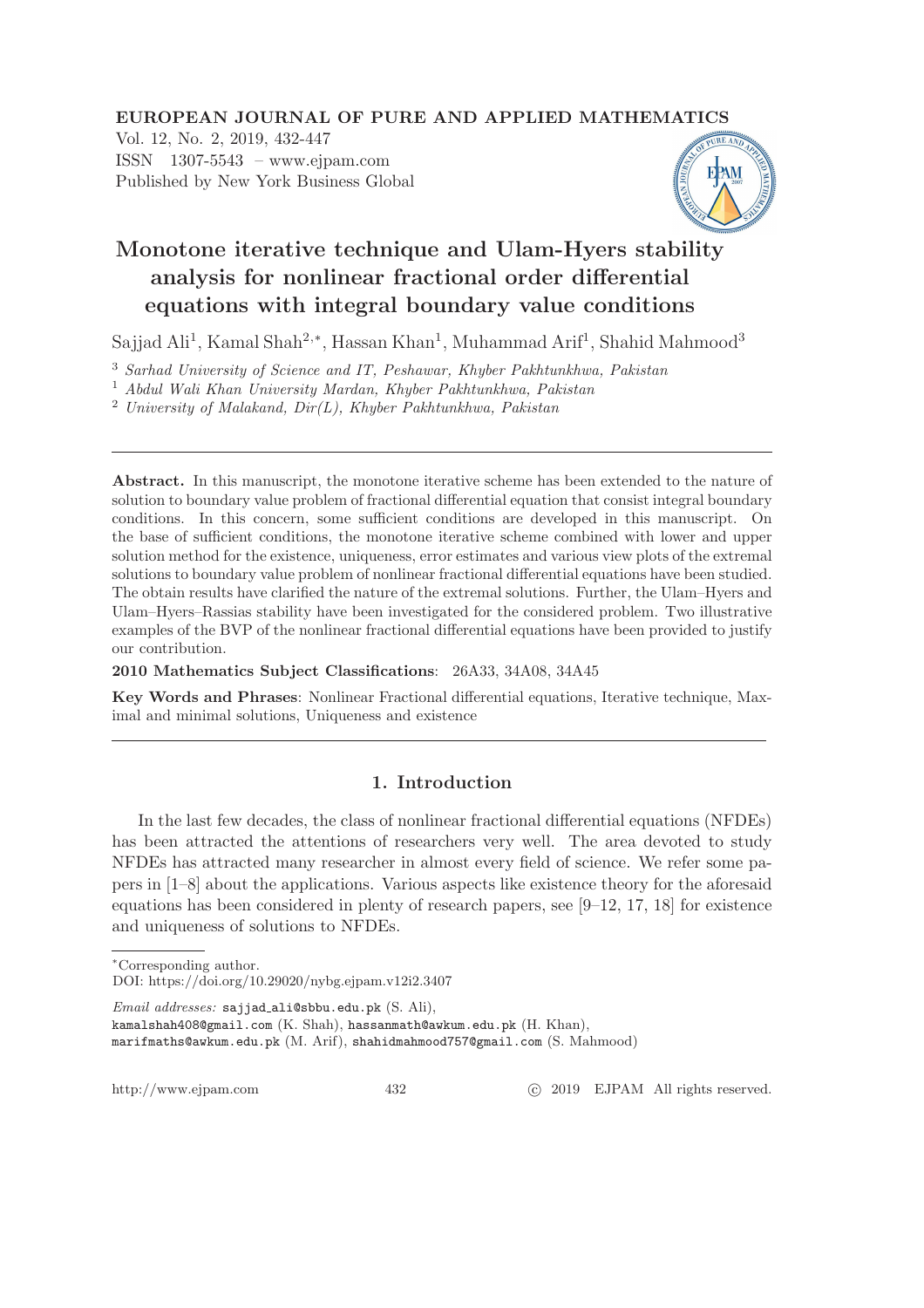EUROPEAN JOURNAL OF PURE AND APPLIED MATHEMATICS

Vol. 12, No. 2, 2019, 432-447
ISSN 1307-5543 – www.ejpam.com
Published by New York Business Global

# Monotone iterative technique and Ulam-Hyers stability analysis for nonlinear fractional order differential equations with integral boundary value conditions

Sajjad Ali[1], Kamal Shah[2,*], Hassan Khan[1], Muhammad Arif[1], Shahid Mahmood[3]

[3] *Sarhad University of Science and IT, Peshawar, Khyber Pakhtunkhwa, Pakistan*
[1] *Abdul Wali Khan University Mardan, Khyber Pakhtunkhwa, Pakistan*
[2] *University of Malakand, Dir(L), Khyber Pakhtunkhwa, Pakistan*

---

**Abstract.** In this manuscript, the monotone iterative scheme has been extended to the nature of solution to boundary value problem of fractional differential equation that consist integral boundary conditions. In this concern, some sufficient conditions are developed in this manuscript. On the base of sufficient conditions, the monotone iterative scheme combined with lower and upper solution method for the existence, uniqueness, error estimates and various view plots of the extremal solutions to boundary value problem of nonlinear fractional differential equations have been studied. The obtain results have clarified the nature of the extremal solutions. Further, the Ulam–Hyers and Ulam–Hyers–Rassias stability have been investigated for the considered problem. Two illustrative examples of the BVP of the nonlinear fractional differential equations have been provided to justify our contribution.

**2010 Mathematics Subject Classifications**: 26A33, 34A08, 34A45

**Key Words and Phrases**: Nonlinear Fractional differential equations, Iterative technique, Maximal and minimal solutions, Uniqueness and existence

---

## 1. Introduction

In the last few decades, the class of nonlinear fractional differential equations (NFDEs) has been attracted the attentions of researchers very well. The area devoted to study NFDEs has attracted many researcher in almost every field of science. We refer some papers in [1–8] about the applications. Various aspects like existence theory for the aforesaid equations has been considered in plenty of research papers, see [9–12, 17, 18] for existence and uniqueness of solutions to NFDEs.

---

*Corresponding author.

DOI: https://doi.org/10.29020/nybg.ejpam.v12i2.3407

*Email addresses:* sajjad_ali@sbbu.edu.pk (S. Ali), kamalshah408@gmail.com (K. Shah), hassanmath@awkum.edu.pk (H. Khan), marifmaths@awkum.edu.pk (M. Arif), shahidmahmood757@gmail.com (S. Mahmood)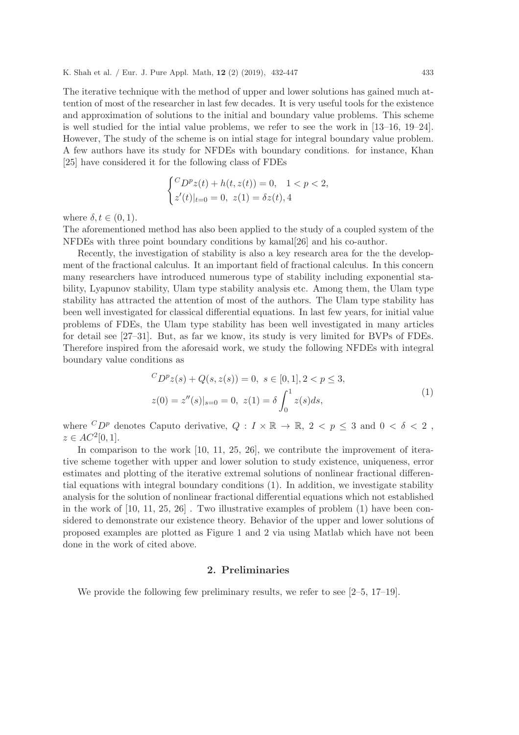The iterative technique with the method of upper and lower solutions has gained much attention of most of the researcher in last few decades. It is very useful tools for the existence and approximation of solutions to the initial and boundary value problems. This scheme is well studied for the intial value problems, we refer to see the work in [13–16, 19–24]. However, The study of the scheme is on intial stage for integral boundary value problem. A few authors have its study for NFDEs with boundary conditions. for instance, Khan [25] have considered it for the following class of FDEs

$$\begin{cases} {}^{C}D^{p}z(t) + h(t, z(t)) = 0, \quad 1 < p < 2, \\ z'(t)|_{t=0} = 0, \; z(1) = \delta z(t), 4 \end{cases}$$

where $\delta, t \in (0, 1)$.

The aforementioned method has also been applied to the study of a coupled system of the NFDEs with three point boundary conditions by kamal[26] and his co-author.

Recently, the investigation of stability is also a key research area for the the development of the fractional calculus. It an important field of fractional calculus. In this concern many researchers have introduced numerous type of stability including exponential stability, Lyapunov stability, Ulam type stability analysis etc. Among them, the Ulam type stability has attracted the attention of most of the authors. The Ulam type stability has been well investigated for classical differential equations. In last few years, for initial value problems of FDEs, the Ulam type stability has been well investigated in many articles for detail see [27–31]. But, as far we know, its study is very limited for BVPs of FDEs. Therefore inspired from the aforesaid work, we study the following NFDEs with integral boundary value conditions as

$$\begin{aligned} &{}^{C}D^{p}z(s) + Q(s, z(s)) = 0, \; s \in [0, 1], 2 < p \leq 3, \\ &z(0) = z''(s)|_{s=0} = 0, \; z(1) = \delta \int_{0}^{1} z(s)ds, \end{aligned} \tag{1}$$

where ${}^{C}D^{p}$ denotes Caputo derivative, $Q : I \times \mathbb{R} \to \mathbb{R}$, $2 < p \leq 3$ and $0 < \delta < 2$, $z \in AC^{2}[0, 1]$.

In comparison to the work [10, 11, 25, 26], we contribute the improvement of iterative scheme together with upper and lower solution to study existence, uniqueness, error estimates and plotting of the iterative extremal solutions of nonlinear fractional differential equations with integral boundary conditions (1). In addition, we investigate stability analysis for the solution of nonlinear fractional differential equations which not established in the work of [10, 11, 25, 26] . Two illustrative examples of problem (1) have been considered to demonstrate our existence theory. Behavior of the upper and lower solutions of proposed examples are plotted as Figure 1 and 2 via using Matlab which have not been done in the work of cited above.

## 2. Preliminaries

We provide the following few preliminary results, we refer to see [2–5, 17–19].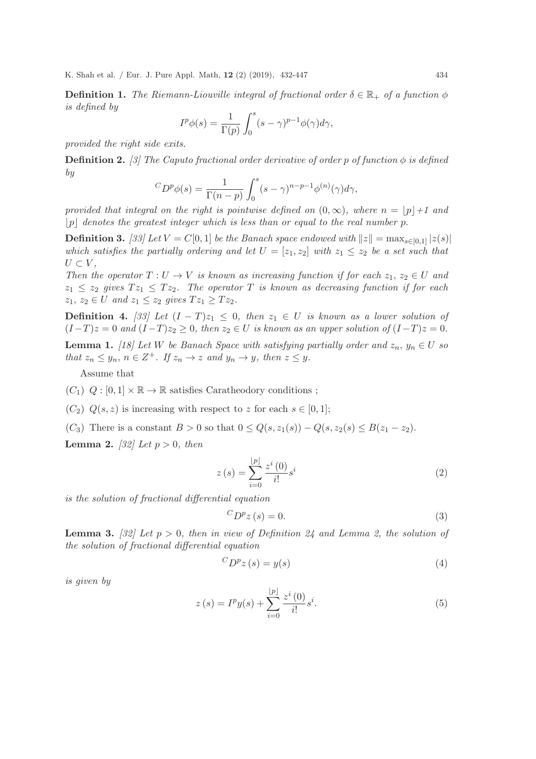**Definition 1.** *The Riemann-Liouville integral of fractional order $\delta \in \mathbb{R}_+$ of a function $\phi$ is defined by*

$$I^p \phi(s) = \frac{1}{\Gamma(p)} \int_0^s (s-\gamma)^{p-1} \phi(\gamma) d\gamma,$$

*provided the right side exits.*

**Definition 2.** *[3] The Caputo fractional order derivative of order $p$ of function $\phi$ is defined by*

$$^C D^p \phi(s) = \frac{1}{\Gamma(n-p)} \int_0^s (s-\gamma)^{n-p-1} \phi^{(n)}(\gamma) d\gamma,$$

*provided that integral on the right is pointwise defined on $(0, \infty)$, where $n = \lfloor p \rfloor + 1$ and $\lfloor p \rfloor$ denotes the greatest integer which is less than or equal to the real number $p$.*

**Definition 3.** *[33] Let $V = C[0,1]$ be the Banach space endowed with $\|z\| = \max_{s \in [0,1]} |z(s)|$ which satisfies the partially ordering and let $U = [z_1, z_2]$ with $z_1 \leq z_2$ be a set such that $U \subset V$,*

*Then the operator $T : U \to V$ is known as increasing function if for each $z_1, z_2 \in U$ and $z_1 \leq z_2$ gives $Tz_1 \leq Tz_2$. The operator $T$ is known as decreasing function if for each $z_1, z_2 \in U$ and $z_1 \leq z_2$ gives $Tz_1 \geq Tz_2$.*

**Definition 4.** *[33] Let $(I - T)z_1 \leq 0$, then $z_1 \in U$ is known as a lower solution of $(I-T)z = 0$ and $(I-T)z_2 \geq 0$, then $z_2 \in U$ is known as an upper solution of $(I-T)z = 0$.*

**Lemma 1.** *[18] Let $W$ be Banach Space with satisfying partially order and $z_n, y_n \in U$ so that $z_n \leq y_n$, $n \in Z^+$. If $z_n \to z$ and $y_n \to y$, then $z \leq y$.*

Assume that

$(C_1)$ $Q : [0,1] \times \mathbb{R} \to \mathbb{R}$ satisfies Caratheodory conditions ;

$(C_2)$ $Q(s, z)$ is increasing with respect to $z$ for each $s \in [0,1]$;

$(C_3)$ There is a constant $B > 0$ so that $0 \leq Q(s, z_1(s)) - Q(s, z_2(s) \leq B(z_1 - z_2)$.

**Lemma 2.** *[32] Let $p > 0$, then*

$$z(s) = \sum_{i=0}^{\lfloor p \rfloor} \frac{z^i(0)}{i!} s^i \tag{2}$$

*is the solution of fractional differential equation*

$$^C D^p z(s) = 0. \tag{3}$$

**Lemma 3.** *[32] Let $p > 0$, then in view of Definition 24 and Lemma 2, the solution of the solution of fractional differential equation*

$$^C D^p z(s) = y(s) \tag{4}$$

*is given by*

$$z(s) = I^p y(s) + \sum_{i=0}^{\lfloor p \rfloor} \frac{z^i(0)}{i!} s^i. \tag{5}$$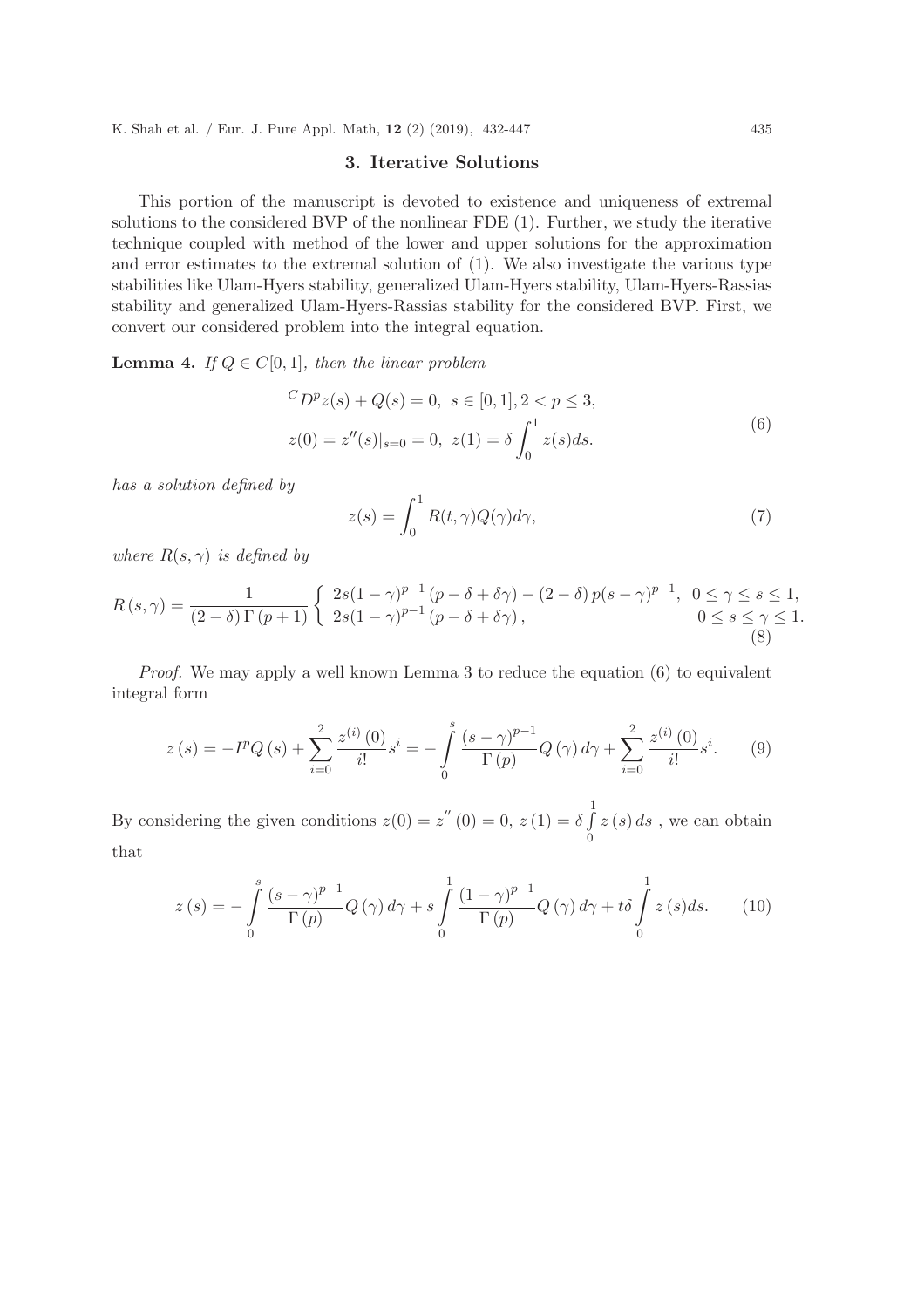## 3. Iterative Solutions

This portion of the manuscript is devoted to existence and uniqueness of extremal solutions to the considered BVP of the nonlinear FDE (1). Further, we study the iterative technique coupled with method of the lower and upper solutions for the approximation and error estimates to the extremal solution of (1). We also investigate the various type stabilities like Ulam-Hyers stability, generalized Ulam-Hyers stability, Ulam-Hyers-Rassias stability and generalized Ulam-Hyers-Rassias stability for the considered BVP. First, we convert our considered problem into the integral equation.

**Lemma 4.** *If $Q \in C[0,1]$, then the linear problem*

$$
\begin{aligned}
&{}^{C}D^{p}z(s) + Q(s) = 0, \ \ s \in [0,1], 2 < p \leq 3, \\
&z(0) = z''(s)|_{s=0} = 0, \ \ z(1) = \delta \int_0^1 z(s)ds.
\end{aligned}
\tag{6}
$$

*has a solution defined by*

$$
z(s) = \int_0^1 R(t,\gamma)Q(\gamma)d\gamma, \tag{7}
$$

*where $R(s,\gamma)$ is defined by*

$$
R(s,\gamma) = \frac{1}{(2-\delta)\Gamma(p+1)} \begin{cases} 2s(1-\gamma)^{p-1}(p-\delta+\delta\gamma) - (2-\delta)p(s-\gamma)^{p-1}, & 0 \leq \gamma \leq s \leq 1, \\ 2s(1-\gamma)^{p-1}(p-\delta+\delta\gamma), & 0 \leq s \leq \gamma \leq 1. \end{cases} \tag{8}
$$

*Proof.* We may apply a well known Lemma 3 to reduce the equation (6) to equivalent integral form

$$
z(s) = -I^{p}Q(s) + \sum_{i=0}^{2} \frac{z^{(i)}(0)}{i!}s^{i} = -\int_0^s \frac{(s-\gamma)^{p-1}}{\Gamma(p)}Q(\gamma)d\gamma + \sum_{i=0}^{2} \frac{z^{(i)}(0)}{i!}s^{i}. \tag{9}
$$

By considering the given conditions $z(0) = z''(0) = 0$, $z(1) = \delta \int_0^1 z(s)ds$ , we can obtain that

$$
z(s) = -\int_0^s \frac{(s-\gamma)^{p-1}}{\Gamma(p)}Q(\gamma)d\gamma + s\int_0^1 \frac{(1-\gamma)^{p-1}}{\Gamma(p)}Q(\gamma)d\gamma + t\delta\int_0^1 z(s)ds. \tag{10}
$$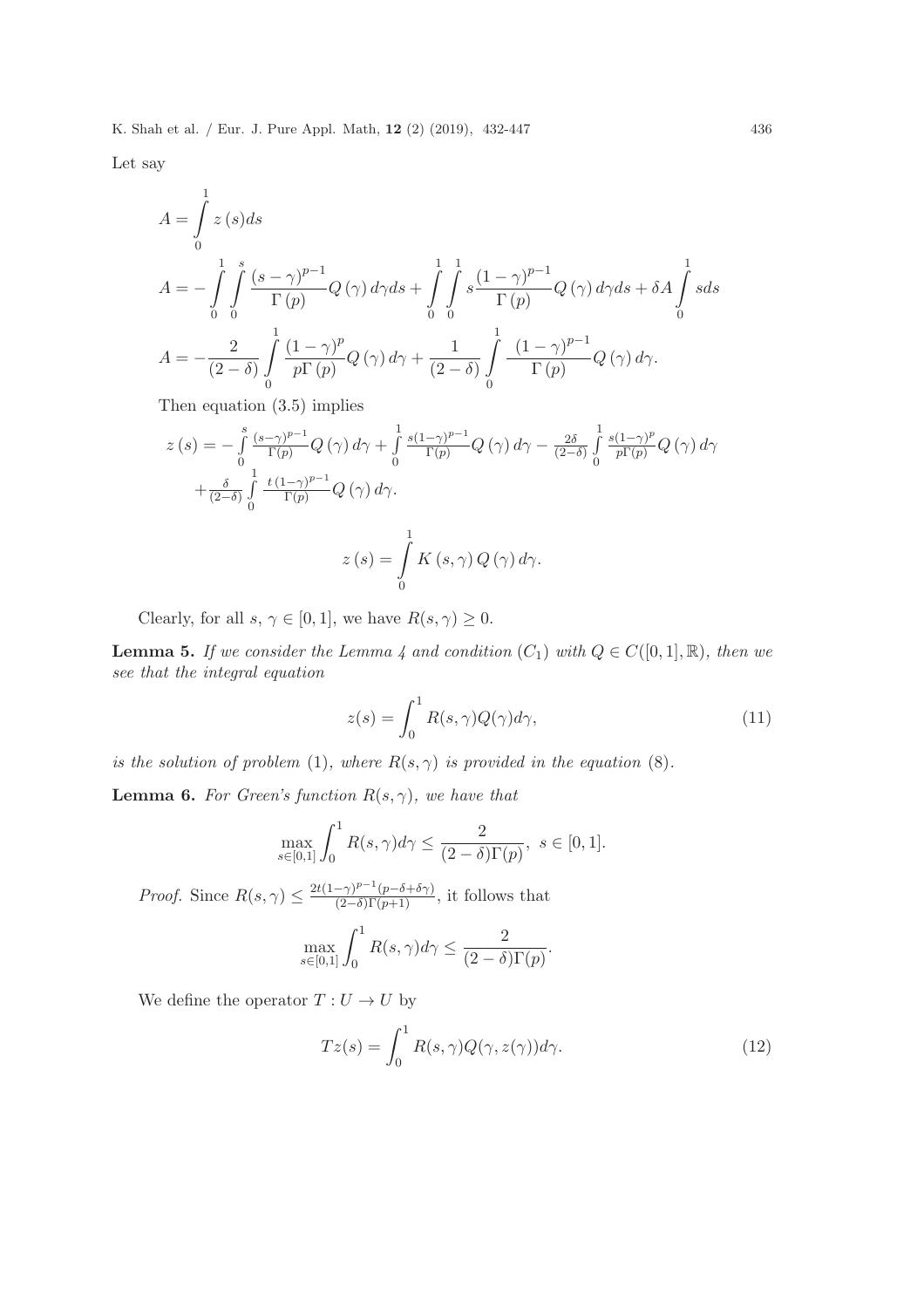Let say

$$A = \int_0^1 z(s)ds$$

$$A = -\int_0^1 \int_0^s \frac{(s-\gamma)^{p-1}}{\Gamma(p)} Q(\gamma)\, d\gamma ds + \int_0^1 \int_0^1 s \frac{(1-\gamma)^{p-1}}{\Gamma(p)} Q(\gamma)\, d\gamma ds + \delta A \int_0^1 s ds$$

$$A = -\frac{2}{(2-\delta)} \int_0^1 \frac{(1-\gamma)^{p}}{p\Gamma(p)} Q(\gamma)\, d\gamma + \frac{1}{(2-\delta)} \int_0^1 \frac{(1-\gamma)^{p-1}}{\Gamma(p)} Q(\gamma)\, d\gamma.$$

Then equation (3.5) implies

$$z(s) = -\int_0^s \frac{(s-\gamma)^{p-1}}{\Gamma(p)} Q(\gamma)\, d\gamma + \int_0^1 \frac{s(1-\gamma)^{p-1}}{\Gamma(p)} Q(\gamma)\, d\gamma - \frac{2\delta}{(2-\delta)} \int_0^1 \frac{s(1-\gamma)^{p}}{p\Gamma(p)} Q(\gamma)\, d\gamma$$
$$+ \frac{\delta}{(2-\delta)} \int_0^1 \frac{t\,(1-\gamma)^{p-1}}{\Gamma(p)} Q(\gamma)\, d\gamma.$$

$$z(s) = \int_0^1 K(s,\gamma)\, Q(\gamma)\, d\gamma.$$

Clearly, for all $s, \gamma \in [0,1]$, we have $R(s,\gamma) \geq 0$.

**Lemma 5.** *If we consider the Lemma 4 and condition* $(C_1)$ *with* $Q \in C([0,1], \mathbb{R})$*, then we see that the integral equation*

$$z(s) = \int_0^1 R(s,\gamma) Q(\gamma) d\gamma, \tag{11}$$

*is the solution of problem* (1)*, where* $R(s,\gamma)$ *is provided in the equation* (8)*.*

**Lemma 6.** *For Green's function* $R(s,\gamma)$*, we have that*

$$\max_{s\in[0,1]} \int_0^1 R(s,\gamma) d\gamma \leq \frac{2}{(2-\delta)\Gamma(p)}, \ s \in [0,1].$$

*Proof.* Since $R(s,\gamma) \leq \frac{2t(1-\gamma)^{p-1}(p-\delta+\delta\gamma)}{(2-\delta)\Gamma(p+1)}$, it follows that

$$\max_{s\in[0,1]} \int_0^1 R(s,\gamma) d\gamma \leq \frac{2}{(2-\delta)\Gamma(p)}.$$

We define the operator $T : U \to U$ by

$$Tz(s) = \int_0^1 R(s,\gamma) Q(\gamma, z(\gamma)) d\gamma. \tag{12}$$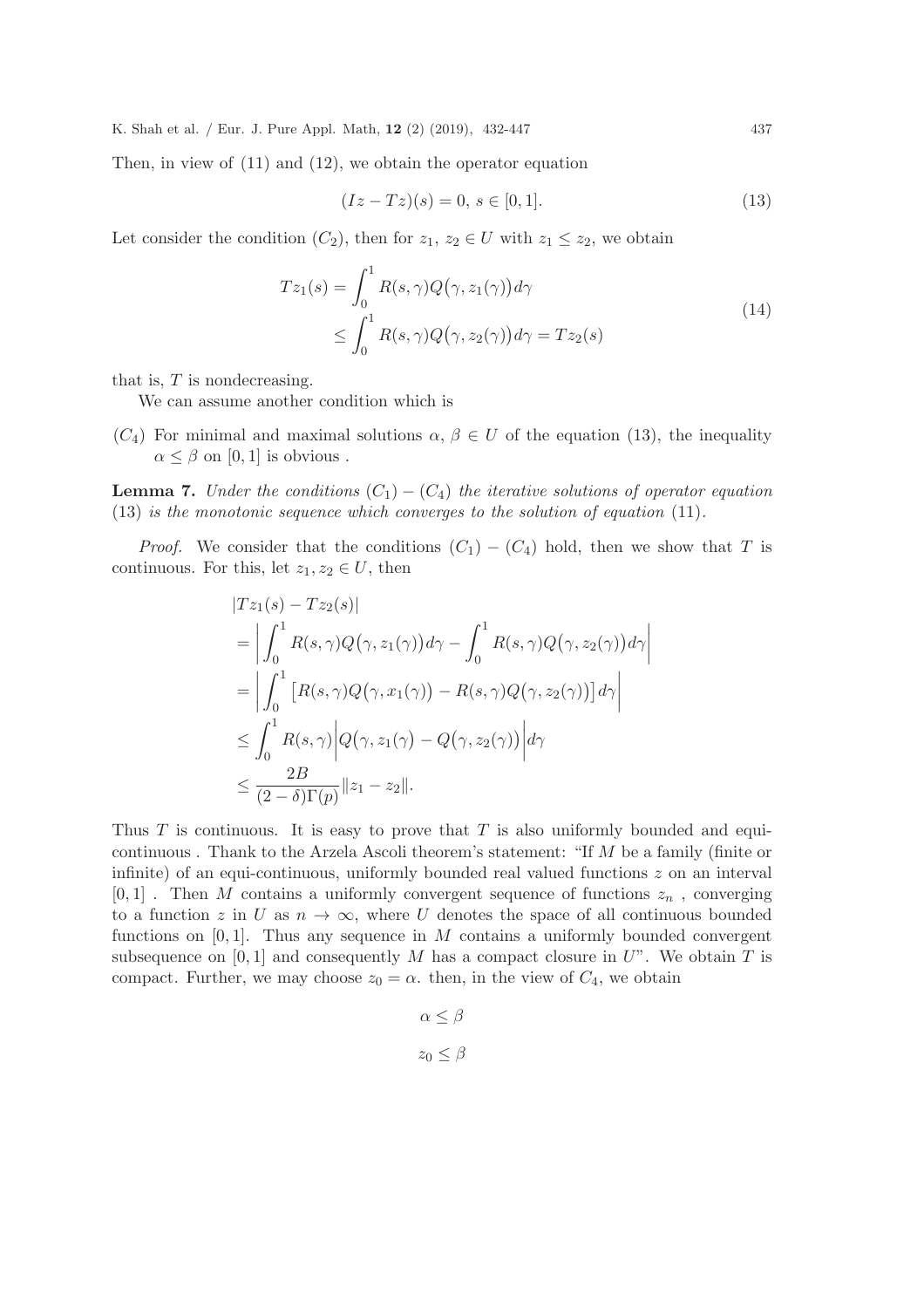Then, in view of (11) and (12), we obtain the operator equation

$$(Iz - Tz)(s) = 0,\ s \in [0,1]. \tag{13}$$

Let consider the condition $(C_2)$, then for $z_1,\ z_2 \in U$ with $z_1 \leq z_2$, we obtain

$$\begin{aligned} Tz_1(s) &= \int_0^1 R(s,\gamma)Q\big(\gamma, z_1(\gamma)\big)d\gamma \\ &\leq \int_0^1 R(s,\gamma)Q\big(\gamma, z_2(\gamma)\big)d\gamma = Tz_2(s) \end{aligned} \tag{14}$$

that is, $T$ is nondecreasing.

We can assume another condition which is

$(C_4)$ For minimal and maximal solutions $\alpha,\ \beta \in U$ of the equation (13), the inequality $\alpha \leq \beta$ on $[0,1]$ is obvious .

**Lemma 7.** *Under the conditions $(C_1) - (C_4)$ the iterative solutions of operator equation (13) is the monotonic sequence which converges to the solution of equation (11).*

*Proof.* We consider that the conditions $(C_1)$ – $(C_4)$ hold, then we show that $T$ is continuous. For this, let $z_1, z_2 \in U$, then

$$\begin{aligned} &|Tz_1(s) - Tz_2(s)| \\ &= \left| \int_0^1 R(s,\gamma)Q\big(\gamma, z_1(\gamma)\big)d\gamma - \int_0^1 R(s,\gamma)Q\big(\gamma, z_2(\gamma)\big)d\gamma \right| \\ &= \left| \int_0^1 \left[R(s,\gamma)Q\big(\gamma, x_1(\gamma)\big) - R(s,\gamma)Q\big(\gamma, z_2(\gamma)\big)\right]d\gamma \right| \\ &\leq \int_0^1 R(s,\gamma)\Big|Q\big(\gamma, z_1(\gamma) - Q\big(\gamma, z_2(\gamma)\big)\Big|d\gamma \\ &\leq \frac{2B}{(2-\delta)\Gamma(p)}\|z_1 - z_2\|. \end{aligned}$$

Thus $T$ is continuous. It is easy to prove that $T$ is also uniformly bounded and equi-continuous . Thank to the Arzela Ascoli theorem's statement: "If $M$ be a family (finite or infinite) of an equi-continuous, uniformly bounded real valued functions $z$ on an interval $[0,1]$ . Then $M$ contains a uniformly convergent sequence of functions $z_n$ , converging to a function $z$ in $U$ as $n \to \infty$, where $U$ denotes the space of all continuous bounded functions on $[0,1]$. Thus any sequence in $M$ contains a uniformly bounded convergent subsequence on $[0,1]$ and consequently $M$ has a compact closure in $U$". We obtain $T$ is compact. Further, we may choose $z_0 = \alpha$. then, in the view of $C_4$, we obtain

$$\alpha \leq \beta$$

$$z_0 \leq \beta$$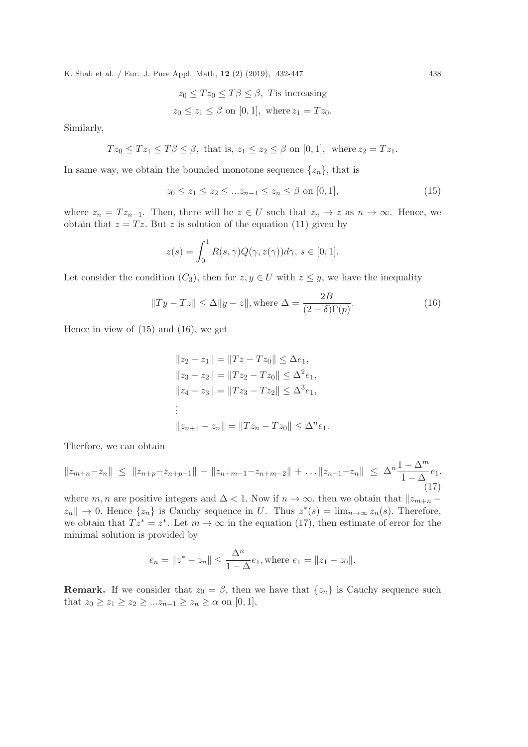$$z_0 \leq Tz_0 \leq T\beta \leq \beta,\ T\text{is increasing}$$
$$z_0 \leq z_1 \leq \beta \text{ on } [0,1],\ \text{where}\, z_1 = Tz_0.$$

Similarly,

$$Tz_0 \leq Tz_1 \leq T\beta \leq \beta,\ \text{that is, } z_1 \leq z_2 \leq \beta \text{ on } [0,1],\ \text{ where}\, z_2 = Tz_1.$$

In same way, we obtain the bounded monotone sequence $\{z_n\}$, that is

$$z_0 \leq z_1 \leq z_2 \leq ...z_{n-1} \leq z_n \leq \beta \text{ on } [0,1], \tag{15}$$

where $z_n = Tz_{n-1}$. Then, there will be $z \in U$ such that $z_n \to z$ as $n \to \infty$. Hence, we obtain that $z = Tz$. But $z$ is solution of the equation (11) given by

$$z(s) = \int_0^1 R(s,\gamma)Q(\gamma, z(\gamma))d\gamma,\ s \in [0,1].$$

Let consider the condition $(C_3)$, then for $z, y \in U$ with $z \leq y$, we have the inequality

$$\|Ty - Tz\| \leq \Delta\|y - z\|, \text{where } \Delta = \frac{2B}{(2-\delta)\Gamma(p)}. \tag{16}$$

Hence in view of (15) and (16), we get

$$\begin{aligned}
&\|z_2 - z_1\| = \|Tz - Tz_0\| \leq \Delta e_1,\\
&\|z_3 - z_2\| = \|Tz_2 - Tz_0\| \leq \Delta^2 e_1,\\
&\|z_4 - z_3\| = \|Tz_3 - Tz_2\| \leq \Delta^3 e_1,\\
&\vdots\\
&\|z_{n+1} - z_n\| = \|Tz_n - Tz_0\| \leq \Delta^n e_1.
\end{aligned}$$

Therfore, we can obtain

$$\|z_{m+n} - z_n\| \ \leq\ \|z_{n+p} - z_{n+p-1}\| + \|z_{n+m-1} - z_{n+m-2}\| + \dots \|z_{n+1} - z_n\| \ \leq\ \Delta^n \frac{1-\Delta^m}{1-\Delta} e_1. \tag{17}$$

where $m, n$ are positive integers and $\Delta < 1$. Now if $n \to \infty$, then we obtain that $\|z_{m+n} - z_n\| \to 0$. Hence $\{z_n\}$ is Cauchy sequence in $U$. Thus $z^*(s) = \lim_{n\to\infty} z_n(s)$. Therefore, we obtain that $Tz^* = z^*$. Let $m \to \infty$ in the equation (17), then estimate of error for the minimal solution is provided by

$$e_n = \|z^* - z_n\| \leq \frac{\Delta^n}{1-\Delta} e_1, \text{where } e_1 = \|z_1 - z_0\|.$$

**Remark.** If we consider that $z_0 = \beta$, then we have that $\{z_n\}$ is Cauchy sequence such that $z_0 \geq z_1 \geq z_2 \geq ...z_{n-1} \geq z_n \geq \alpha$ on $[0,1]$,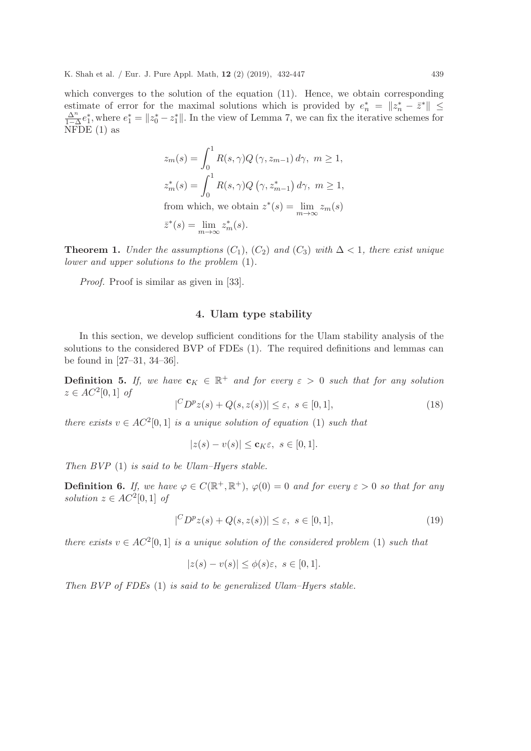which converges to the solution of the equation (11). Hence, we obtain corresponding estimate of error for the maximal solutions which is provided by $e_n^* = \|z_n^* - \bar{z}^*\| \leq \frac{\Delta^n}{1-\Delta} e_1^*$, where $e_1^* = \|z_0^* - z_1^*\|$. In the view of Lemma 7, we can fix the iterative schemes for NFDE (1) as

$$
\begin{aligned}
z_m(s) &= \int_0^1 R(s,\gamma) Q\left(\gamma, z_{m-1}\right) d\gamma, \ m \geq 1, \\
z_m^*(s) &= \int_0^1 R(s,\gamma) Q\left(\gamma, z_{m-1}^*\right) d\gamma, \ m \geq 1, \\
&\text{from which, we obtain } z^*(s) = \lim_{m\to\infty} z_m(s) \\
\bar{z}^*(s) &= \lim_{m\to\infty} z_m^*(s).
\end{aligned}
$$

**Theorem 1.** *Under the assumptions $(C_1)$, $(C_2)$ and $(C_3)$ with $\Delta < 1$, there exist unique lower and upper solutions to the problem* (1).

*Proof.* Proof is similar as given in [33].

## 4. Ulam type stability

In this section, we develop sufficient conditions for the Ulam stability analysis of the solutions to the considered BVP of FDEs (1). The required definitions and lemmas can be found in [27–31, 34–36].

**Definition 5.** *If, we have $\mathbf{c}_K \in \mathbb{R}^+$ and for every $\varepsilon > 0$ such that for any solution $z \in AC^2[0,1]$ of*

$$
|{}^C D^p z(s) + Q(s, z(s))| \leq \varepsilon, \ s \in [0,1], \tag{18}
$$

*there exists $v \in AC^2[0,1]$ is a unique solution of equation* (1) *such that*

$$
|z(s) - v(s)| \leq \mathbf{c}_K \varepsilon, \ s \in [0,1].
$$

*Then BVP* (1) *is said to be Ulam–Hyers stable.*

**Definition 6.** *If, we have $\varphi \in C(\mathbb{R}^+, \mathbb{R}^+)$, $\varphi(0) = 0$ and for every $\varepsilon > 0$ so that for any solution $z \in AC^2[0,1]$ of*

$$
|{}^C D^p z(s) + Q(s, z(s))| \leq \varepsilon, \ s \in [0,1], \tag{19}
$$

*there exists $v \in AC^2[0,1]$ is a unique solution of the considered problem* (1) *such that*

$$
|z(s) - v(s)| \leq \phi(s)\varepsilon, \ s \in [0,1].
$$

*Then BVP of FDEs* (1) *is said to be generalized Ulam–Hyers stable.*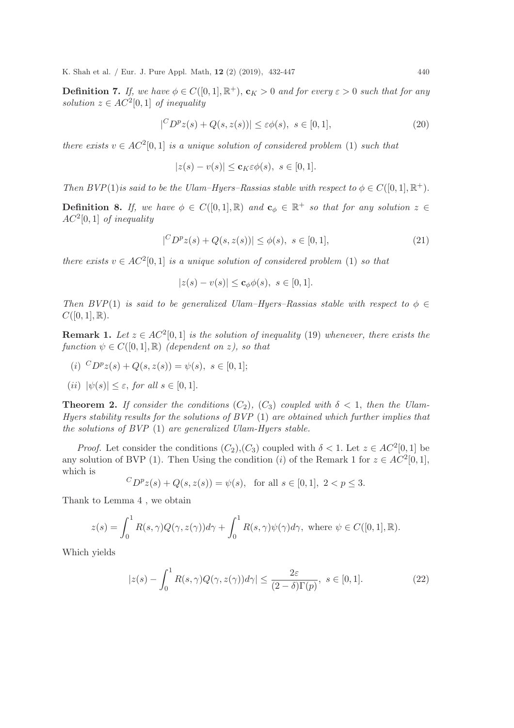**Definition 7.** *If, we have $\phi \in C([0,1],\mathbb{R}^+)$, $\mathbf{c}_K > 0$ and for every $\varepsilon > 0$ such that for any solution $z \in AC^2[0,1]$ of inequality*

$$|^C D^p z(s) + Q(s, z(s))| \le \varepsilon \phi(s),\ s \in [0,1], \tag{20}$$

*there exists $v \in AC^2[0,1]$ is a unique solution of considered problem* (1) *such that*

$$|z(s) - v(s)| \le \mathbf{c}_K \varepsilon \phi(s),\ s \in [0,1].$$

*Then BVP*(1)*is said to be the Ulam–Hyers–Rassias stable with respect to $\phi \in C([0,1],\mathbb{R}^+)$.*

**Definition 8.** *If, we have $\phi \in C([0,1],\mathbb{R})$ and $\mathbf{c}_\phi \in \mathbb{R}^+$ so that for any solution $z \in AC^2[0,1]$ of inequality*

$$|^C D^p z(s) + Q(s, z(s))| \le \phi(s),\ s \in [0,1], \tag{21}$$

*there exists $v \in AC^2[0,1]$ is a unique solution of considered problem* (1) *so that*

$$|z(s) - v(s)| \le \mathbf{c}_\phi \phi(s),\ s \in [0,1].$$

*Then BVP*(1) *is said to be generalized Ulam–Hyers–Rassias stable with respect to $\phi \in C([0,1],\mathbb{R})$.*

**Remark 1.** *Let $z \in AC^2[0,1]$ is the solution of inequality* (19) *whenever, there exists the function $\psi \in C([0,1],\mathbb{R})$ (dependent on $z$), so that*

(*i*) $^C D^p z(s) + Q(s, z(s)) = \psi(s),\ s \in [0,1]$;

(*ii*) $|\psi(s)| \le \varepsilon$, *for all* $s \in [0,1]$.

**Theorem 2.** *If consider the conditions* $(C_2)$, $(C_3)$ *coupled with $\delta < 1$, then the Ulam-Hyers stability results for the solutions of BVP* (1) *are obtained which further implies that the solutions of BVP* (1) *are generalized Ulam-Hyers stable.*

*Proof.* Let consider the conditions $(C_2)$,$(C_3)$ coupled with $\delta < 1$. Let $z \in AC^2[0,1]$ be any solution of BVP (1). Then Using the condition $(i)$ of the Remark 1 for $z \in AC^2[0,1]$, which is

$$^C D^p z(s) + Q(s, z(s)) = \psi(s), \quad \text{for all } s \in [0,1],\ 2 < p \le 3.$$

Thank to Lemma 4 , we obtain

$$z(s) = \int_0^1 R(s,\gamma) Q(\gamma, z(\gamma)) d\gamma + \int_0^1 R(s,\gamma)\psi(\gamma) d\gamma, \text{ where } \psi \in C([0,1],\mathbb{R}).$$

Which yields

$$|z(s) - \int_0^1 R(s,\gamma) Q(\gamma, z(\gamma)) d\gamma| \le \frac{2\varepsilon}{(2-\delta)\Gamma(p)},\ s \in [0,1]. \tag{22}$$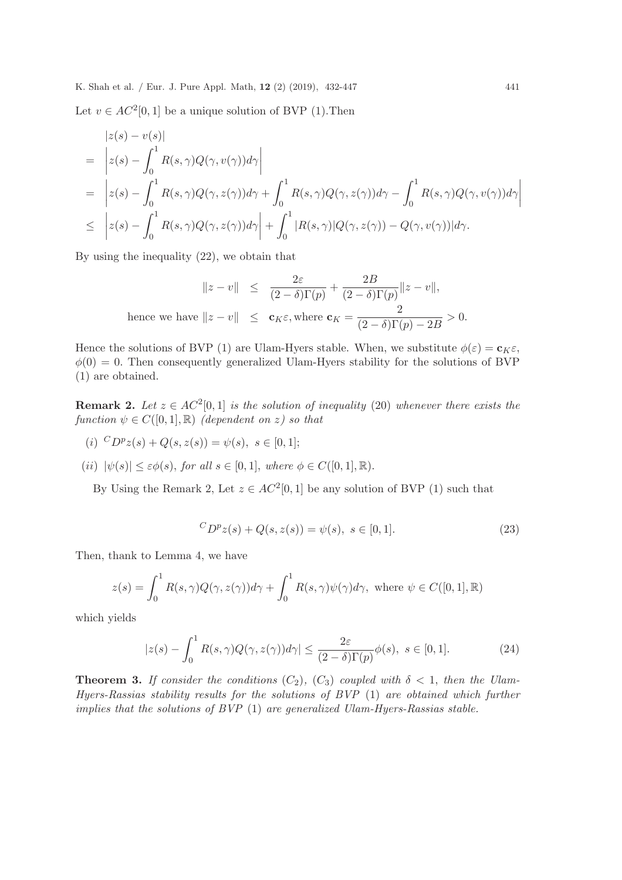Let $v \in AC^2[0,1]$ be a unique solution of BVP (1).Then

$$
\begin{aligned}
&|z(s) - v(s)| \\
= &\left| z(s) - \int_0^1 R(s,\gamma) Q(\gamma, v(\gamma)) d\gamma \right| \\
= &\left| z(s) - \int_0^1 R(s,\gamma) Q(\gamma, z(\gamma)) d\gamma + \int_0^1 R(s,\gamma) Q(\gamma, z(\gamma)) d\gamma - \int_0^1 R(s,\gamma) Q(\gamma, v(\gamma)) d\gamma \right| \\
\leq &\left| z(s) - \int_0^1 R(s,\gamma) Q(\gamma, z(\gamma)) d\gamma \right| + \int_0^1 |R(s,\gamma)| Q(\gamma, z(\gamma)) - Q(\gamma, v(\gamma)) | d\gamma.
\end{aligned}
$$

By using the inequality (22), we obtain that

$$
\begin{aligned}
\|z - v\| &\leq \frac{2\varepsilon}{(2-\delta)\Gamma(p)} + \frac{2B}{(2-\delta)\Gamma(p)} \|z - v\|, \\
\text{hence we have } \|z - v\| &\leq \mathbf{c}_K \varepsilon, \text{where } \mathbf{c}_K = \frac{2}{(2-\delta)\Gamma(p) - 2B} > 0.
\end{aligned}
$$

Hence the solutions of BVP (1) are Ulam-Hyers stable. When, we substitute $\phi(\varepsilon) = \mathbf{c}_K \varepsilon$, $\phi(0) = 0$. Then consequently generalized Ulam-Hyers stability for the solutions of BVP (1) are obtained.

**Remark 2.** *Let $z \in AC^2[0,1]$ is the solution of inequality* (20) *whenever there exists the function $\psi \in C([0,1], \mathbb{R})$ (dependent on $z$) so that*

(i) ${}^C D^p z(s) + Q(s, z(s)) = \psi(s), \ s \in [0,1]$;

(ii) $|\psi(s)| \leq \varepsilon \phi(s)$, *for all $s \in [0,1]$, where $\phi \in C([0,1], \mathbb{R})$.*

By Using the Remark 2, Let $z \in AC^2[0,1]$ be any solution of BVP (1) such that

$$
{}^C D^p z(s) + Q(s, z(s)) = \psi(s), \ s \in [0,1]. \tag{23}
$$

Then, thank to Lemma 4, we have

$$
z(s) = \int_0^1 R(s,\gamma) Q(\gamma, z(\gamma)) d\gamma + \int_0^1 R(s,\gamma) \psi(\gamma) d\gamma, \text{ where } \psi \in C([0,1], \mathbb{R})
$$

which yields

$$
|z(s) - \int_0^1 R(s,\gamma) Q(\gamma, z(\gamma)) d\gamma| \leq \frac{2\varepsilon}{(2-\delta)\Gamma(p)} \phi(s), \ s \in [0,1]. \tag{24}
$$

**Theorem 3.** *If consider the conditions ($C_2$), ($C_3$) coupled with $\delta < 1$, then the Ulam-Hyers-Rassias stability results for the solutions of BVP* (1) *are obtained which further implies that the solutions of BVP* (1) *are generalized Ulam-Hyers-Rassias stable.*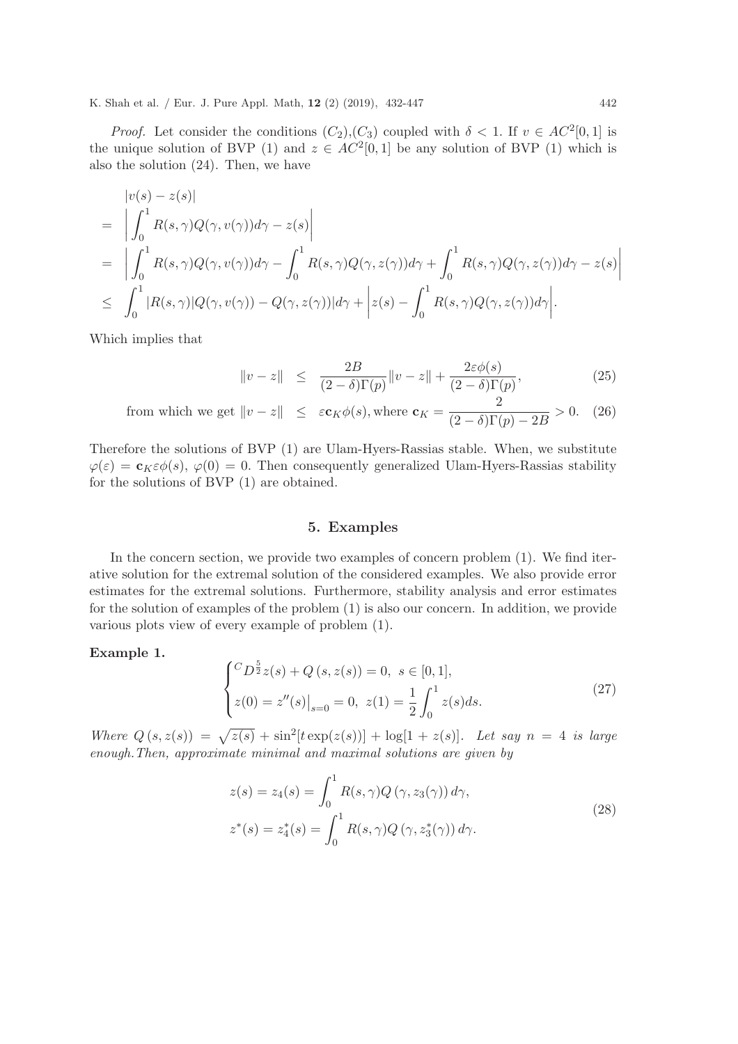*Proof.* Let consider the conditions $(C_2)$,$(C_3)$ coupled with $\delta < 1$. If $v \in AC^2[0,1]$ is the unique solution of BVP (1) and $z \in AC^2[0,1]$ be any solution of BVP (1) which is also the solution (24). Then, we have

$$
\begin{aligned}
& |v(s) - z(s)| \\
= & \left| \int_0^1 R(s,\gamma)Q(\gamma, v(\gamma))d\gamma - z(s) \right| \\
= & \left| \int_0^1 R(s,\gamma)Q(\gamma, v(\gamma))d\gamma - \int_0^1 R(s,\gamma)Q(\gamma, z(\gamma))d\gamma + \int_0^1 R(s,\gamma)Q(\gamma, z(\gamma))d\gamma - z(s) \right| \\
\leq & \int_0^1 |R(s,\gamma)| Q(\gamma, v(\gamma)) - Q(\gamma, z(\gamma))|d\gamma + \left| z(s) - \int_0^1 R(s,\gamma)Q(\gamma, z(\gamma))d\gamma \right|.
\end{aligned}
$$

Which implies that

$$
\|v - z\| \leq \frac{2B}{(2-\delta)\Gamma(p)}\|v - z\| + \frac{2\varepsilon\phi(s)}{(2-\delta)\Gamma(p)}, \tag{25}
$$

$$
\text{from which we get } \|v - z\| \leq \varepsilon \mathbf{c}_K \phi(s), \text{where } \mathbf{c}_K = \frac{2}{(2-\delta)\Gamma(p) - 2B} > 0. \tag{26}
$$

Therefore the solutions of BVP (1) are Ulam-Hyers-Rassias stable. When, we substitute $\varphi(\varepsilon) = \mathbf{c}_K \varepsilon \phi(s)$, $\varphi(0) = 0$. Then consequently generalized Ulam-Hyers-Rassias stability for the solutions of BVP (1) are obtained.

## 5. Examples

In the concern section, we provide two examples of concern problem (1). We find iterative solution for the extremal solution of the considered examples. We also provide error estimates for the extremal solutions. Furthermore, stability analysis and error estimates for the solution of examples of the problem (1) is also our concern. In addition, we provide various plots view of every example of problem (1).

**Example 1.**

$$
\begin{cases}
{}^C D^{\frac{5}{2}} z(s) + Q(s, z(s)) = 0, \ s \in [0,1], \\
z(0) = z''(s)\big|_{s=0} = 0, \ z(1) = \dfrac{1}{2}\displaystyle\int_0^1 z(s)ds.
\end{cases} \tag{27}
$$

*Where* $Q(s, z(s)) = \sqrt{z(s)} + \sin^2[t \exp(z(s))] + \log[1 + z(s)]$. *Let say* $n = 4$ *is large enough. Then, approximate minimal and maximal solutions are given by*

$$
\begin{aligned}
z(s) = z_4(s) &= \int_0^1 R(s,\gamma)Q(\gamma, z_3(\gamma))\,d\gamma, \\
z^*(s) = z_4^*(s) &= \int_0^1 R(s,\gamma)Q(\gamma, z_3^*(\gamma))\,d\gamma.
\end{aligned} \tag{28}
$$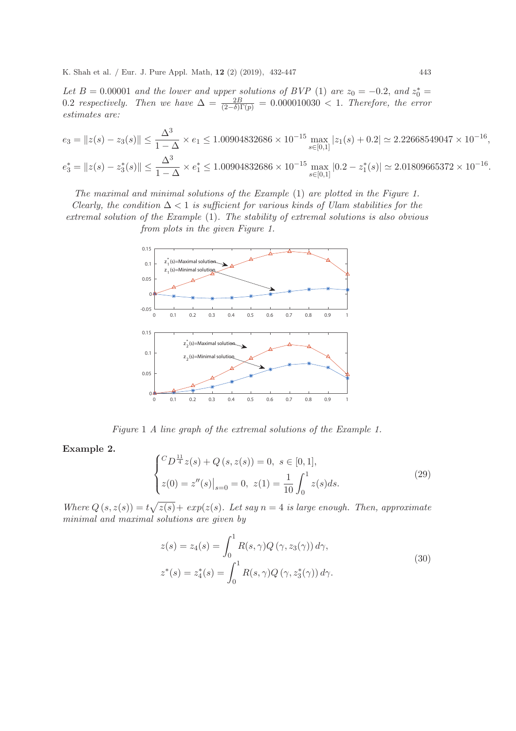*Let $B = 0.00001$ and the lower and upper solutions of BVP (1) are $z_0 = -0.2$, and $z_0^* = 0.2$ respectively. Then we have $\Delta = \frac{2B}{(2-\delta)\Gamma(p)} = 0.000010030 < 1$. Therefore, the error estimates are:*

$$e_3 = \|z(s) - z_3(s)\| \leq \frac{\Delta^3}{1-\Delta} \times e_1 \leq 1.00904832686 \times 10^{-15} \max_{s\in[0,1]} |z_1(s) + 0.2| \simeq 2.22668549047 \times 10^{-16},$$

$$e_3^* = \|z(s) - z_3^*(s)\| \leq \frac{\Delta^3}{1-\Delta} \times e_1^* \leq 1.00904832686 \times 10^{-15} \max_{s\in[0,1]} |0.2 - z_1^*(s)| \simeq 2.01809665372 \times 10^{-16}.$$

*The maximal and minimal solutions of the Example (1) are plotted in the Figure 1. Clearly, the condition $\Delta < 1$ is sufficient for various kinds of Ulam stabilities for the extremal solution of the Example (1). The stability of extremal solutions is also obvious from plots in the given Figure 1.*

*Figure 1 A line graph of the extremal solutions of the Example 1.*

**Example 2.**

$$\begin{cases} {}^C D^{\frac{11}{4}} z(s) + Q(s, z(s)) = 0, \ s \in [0,1], \\ z(0) = z''(s)\big|_{s=0} = 0, \ z(1) = \dfrac{1}{10}\displaystyle\int_0^1 z(s)ds. \end{cases} \tag{29}$$

*Where $Q(s, z(s)) = t\sqrt{z(s)} + exp(z(s)$. Let say $n = 4$ is large enough. Then, approximate minimal and maximal solutions are given by*

$$\begin{aligned} z(s) = z_4(s) &= \int_0^1 R(s,\gamma) Q(\gamma, z_3(\gamma))\, d\gamma, \\ z^*(s) = z_4^*(s) &= \int_0^1 R(s,\gamma) Q(\gamma, z_3^*(\gamma))\, d\gamma. \end{aligned} \tag{30}$$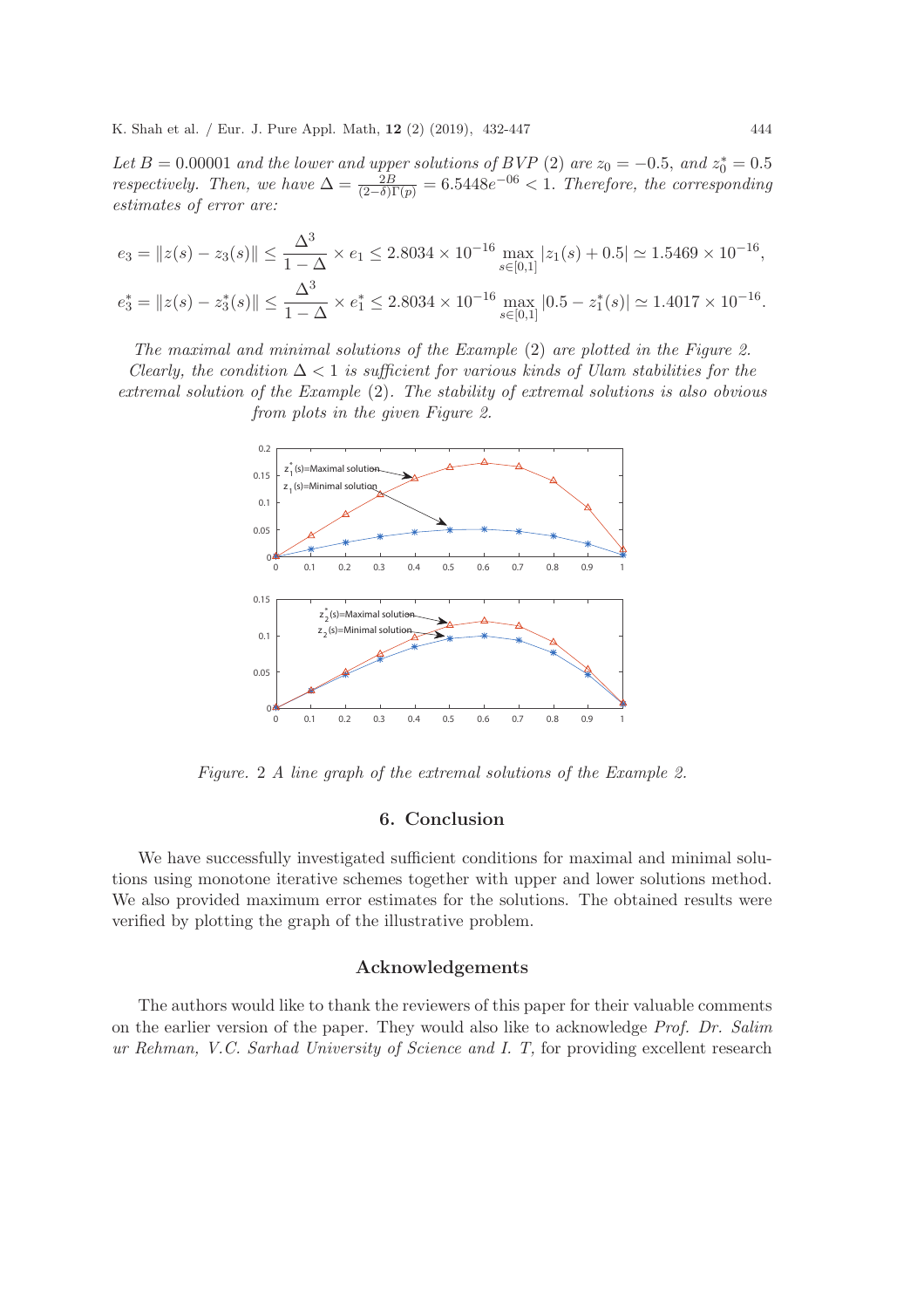*Let $B = 0.00001$ and the lower and upper solutions of BVP (2) are $z_0 = -0.5$, and $z_0^* = 0.5$ respectively. Then, we have $\Delta = \frac{2B}{(2-\delta)\Gamma(p)} = 6.5448e^{-06} < 1$. Therefore, the corresponding estimates of error are:*

$$e_3 = \|z(s) - z_3(s)\| \leq \frac{\Delta^3}{1-\Delta} \times e_1 \leq 2.8034 \times 10^{-16} \max_{s \in [0,1]} |z_1(s) + 0.5| \simeq 1.5469 \times 10^{-16},$$

$$e_3^* = \|z(s) - z_3^*(s)\| \leq \frac{\Delta^3}{1-\Delta} \times e_1^* \leq 2.8034 \times 10^{-16} \max_{s \in [0,1]} |0.5 - z_1^*(s)| \simeq 1.4017 \times 10^{-16}.$$

*The maximal and minimal solutions of the Example (2) are plotted in the Figure 2. Clearly, the condition $\Delta < 1$ is sufficient for various kinds of Ulam stabilities for the extremal solution of the Example (2). The stability of extremal solutions is also obvious from plots in the given Figure 2.*

*Figure. 2 A line graph of the extremal solutions of the Example 2.*

## 6. Conclusion

We have successfully investigated sufficient conditions for maximal and minimal solutions using monotone iterative schemes together with upper and lower solutions method. We also provided maximum error estimates for the solutions. The obtained results were verified by plotting the graph of the illustrative problem.

## Acknowledgements

The authors would like to thank the reviewers of this paper for their valuable comments on the earlier version of the paper. They would also like to acknowledge *Prof. Dr. Salim ur Rehman, V.C. Sarhad University of Science and I. T,* for providing excellent research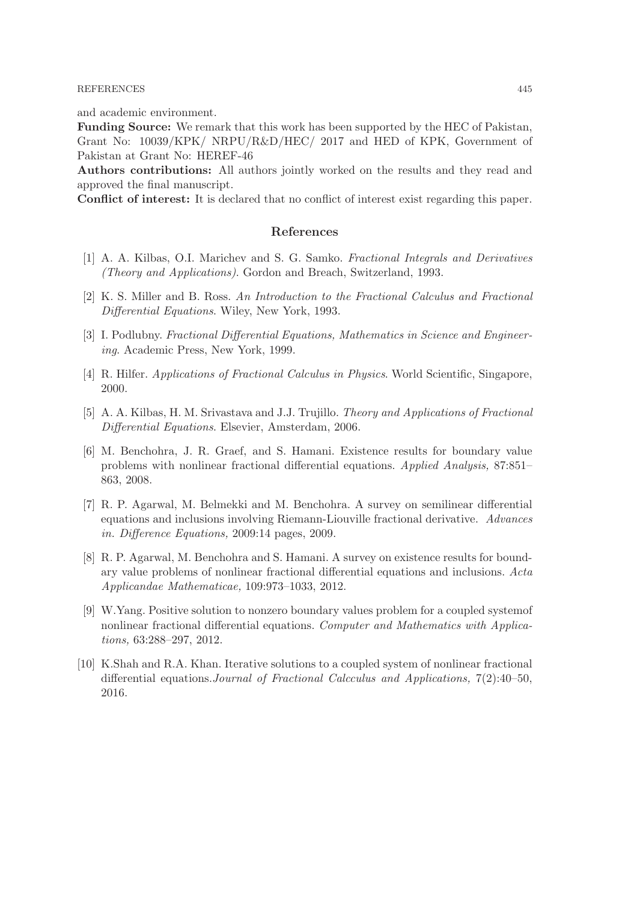and academic environment.

**Funding Source:** We remark that this work has been supported by the HEC of Pakistan, Grant No: 10039/KPK/ NRPU/R&D/HEC/ 2017 and HED of KPK, Government of Pakistan at Grant No: HEREF-46

**Authors contributions:** All authors jointly worked on the results and they read and approved the final manuscript.

**Conflict of interest:** It is declared that no conflict of interest exist regarding this paper.

## References

[1] A. A. Kilbas, O.I. Marichev and S. G. Samko. *Fractional Integrals and Derivatives (Theory and Applications)*. Gordon and Breach, Switzerland, 1993.

[2] K. S. Miller and B. Ross. *An Introduction to the Fractional Calculus and Fractional Differential Equations*. Wiley, New York, 1993.

[3] I. Podlubny. *Fractional Differential Equations, Mathematics in Science and Engineering*. Academic Press, New York, 1999.

[4] R. Hilfer. *Applications of Fractional Calculus in Physics*. World Scientific, Singapore, 2000.

[5] A. A. Kilbas, H. M. Srivastava and J.J. Trujillo. *Theory and Applications of Fractional Differential Equations*. Elsevier, Amsterdam, 2006.

[6] M. Benchohra, J. R. Graef, and S. Hamani. Existence results for boundary value problems with nonlinear fractional differential equations. *Applied Analysis,* 87:851–863, 2008.

[7] R. P. Agarwal, M. Belmekki and M. Benchohra. A survey on semilinear differential equations and inclusions involving Riemann-Liouville fractional derivative. *Advances in. Difference Equations,* 2009:14 pages, 2009.

[8] R. P. Agarwal, M. Benchohra and S. Hamani. A survey on existence results for boundary value problems of nonlinear fractional differential equations and inclusions. *Acta Applicandae Mathematicae,* 109:973–1033, 2012.

[9] W.Yang. Positive solution to nonzero boundary values problem for a coupled systemof nonlinear fractional differential equations. *Computer and Mathematics with Applications,* 63:288–297, 2012.

[10] K.Shah and R.A. Khan. Iterative solutions to a coupled system of nonlinear fractional differential equations.*Journal of Fractional Calcculus and Applications,* 7(2):40–50, 2016.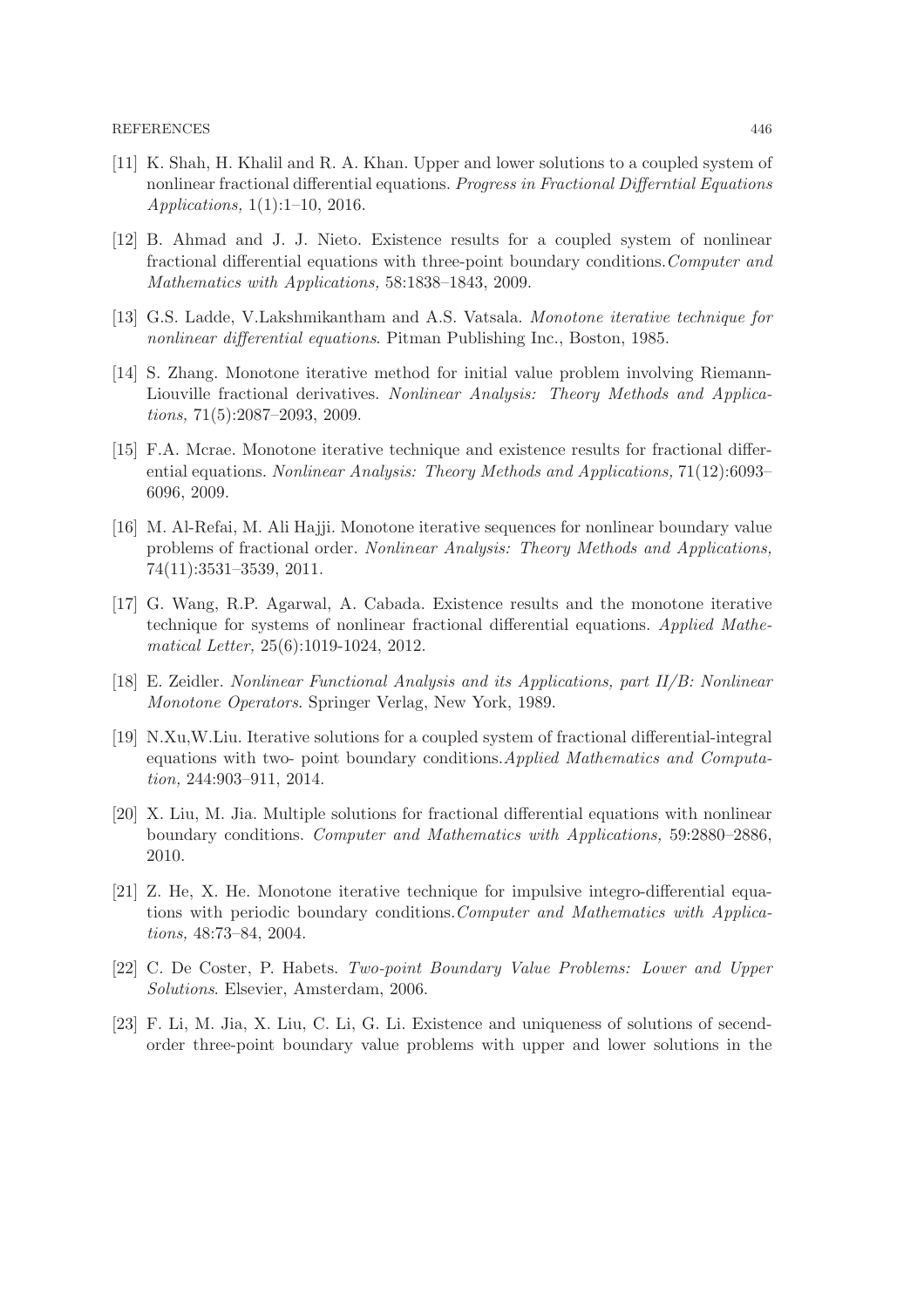[11] K. Shah, H. Khalil and R. A. Khan. Upper and lower solutions to a coupled system of nonlinear fractional differential equations. *Progress in Fractional Differntial Equations Applications,* 1(1):1–10, 2016.

[12] B. Ahmad and J. J. Nieto. Existence results for a coupled system of nonlinear fractional differential equations with three-point boundary conditions.*Computer and Mathematics with Applications,* 58:1838–1843, 2009.

[13] G.S. Ladde, V.Lakshmikantham and A.S. Vatsala. *Monotone iterative technique for nonlinear differential equations*. Pitman Publishing Inc., Boston, 1985.

[14] S. Zhang. Monotone iterative method for initial value problem involving Riemann-Liouville fractional derivatives. *Nonlinear Analysis: Theory Methods and Applications,* 71(5):2087–2093, 2009.

[15] F.A. Mcrae. Monotone iterative technique and existence results for fractional differential equations. *Nonlinear Analysis: Theory Methods and Applications,* 71(12):6093–6096, 2009.

[16] M. Al-Refai, M. Ali Hajji. Monotone iterative sequences for nonlinear boundary value problems of fractional order. *Nonlinear Analysis: Theory Methods and Applications,* 74(11):3531–3539, 2011.

[17] G. Wang, R.P. Agarwal, A. Cabada. Existence results and the monotone iterative technique for systems of nonlinear fractional differential equations. *Applied Mathematical Letter,* 25(6):1019-1024, 2012.

[18] E. Zeidler. *Nonlinear Functional Analysis and its Applications, part II/B: Nonlinear Monotone Operators*. Springer Verlag, New York, 1989.

[19] N.Xu,W.Liu. Iterative solutions for a coupled system of fractional differential-integral equations with two- point boundary conditions.*Applied Mathematics and Computation,* 244:903–911, 2014.

[20] X. Liu, M. Jia. Multiple solutions for fractional differential equations with nonlinear boundary conditions. *Computer and Mathematics with Applications,* 59:2880–2886, 2010.

[21] Z. He, X. He. Monotone iterative technique for impulsive integro-differential equations with periodic boundary conditions.*Computer and Mathematics with Applications,* 48:73–84, 2004.

[22] C. De Coster, P. Habets. *Two-point Boundary Value Problems: Lower and Upper Solutions*. Elsevier, Amsterdam, 2006.

[23] F. Li, M. Jia, X. Liu, C. Li, G. Li. Existence and uniqueness of solutions of secend-order three-point boundary value problems with upper and lower solutions in the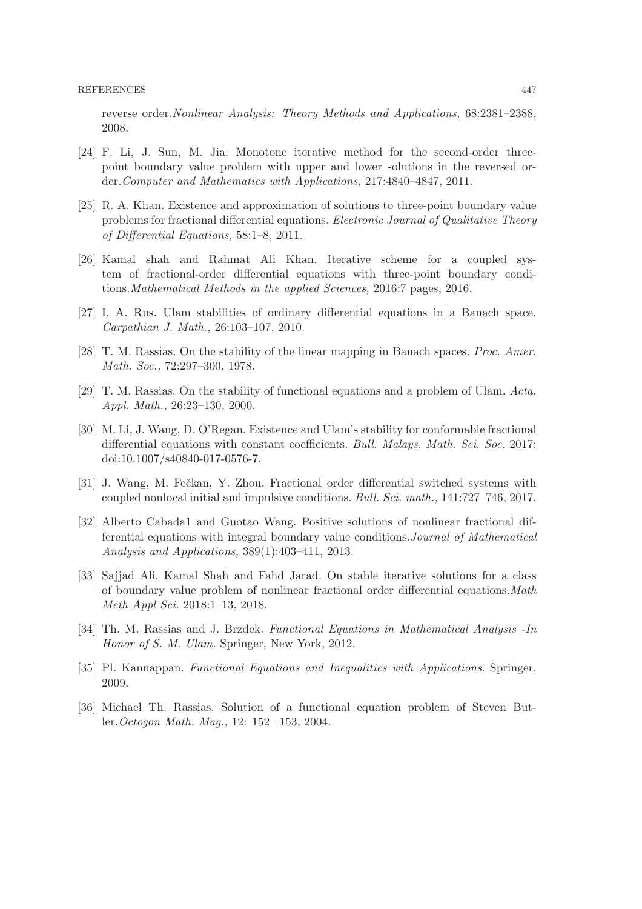reverse order. *Nonlinear Analysis: Theory Methods and Applications,* 68:2381–2388, 2008.

[24] F. Li, J. Sun, M. Jia. Monotone iterative method for the second-order three-point boundary value problem with upper and lower solutions in the reversed order. *Computer and Mathematics with Applications,* 217:4840–4847, 2011.

[25] R. A. Khan. Existence and approximation of solutions to three-point boundary value problems for fractional differential equations. *Electronic Journal of Qualitative Theory of Differential Equations,* 58:1–8, 2011.

[26] Kamal shah and Rahmat Ali Khan. Iterative scheme for a coupled system of fractional-order differential equations with three-point boundary conditions. *Mathematical Methods in the applied Sciences,* 2016:7 pages, 2016.

[27] I. A. Rus. Ulam stabilities of ordinary differential equations in a Banach space. *Carpathian J. Math.,* 26:103–107, 2010.

[28] T. M. Rassias. On the stability of the linear mapping in Banach spaces. *Proc. Amer. Math. Soc.,* 72:297–300, 1978.

[29] T. M. Rassias. On the stability of functional equations and a problem of Ulam. *Acta. Appl. Math.,* 26:23–130, 2000.

[30] M. Li, J. Wang, D. O'Regan. Existence and Ulam's stability for conformable fractional differential equations with constant coefficients. *Bull. Malays. Math. Sci. Soc.* 2017; doi:10.1007/s40840-017-0576-7.

[31] J. Wang, M. Fečkan, Y. Zhou. Fractional order differential switched systems with coupled nonlocal initial and impulsive conditions. *Bull. Sci. math.,* 141:727–746, 2017.

[32] Alberto Cabada1 and Guotao Wang. Positive solutions of nonlinear fractional differential equations with integral boundary value conditions. *Journal of Mathematical Analysis and Applications,* 389(1):403–411, 2013.

[33] Sajjad Ali. Kamal Shah and Fahd Jarad. On stable iterative solutions for a class of boundary value problem of nonlinear fractional order differential equations. *Math Meth Appl Sci.* 2018:1–13, 2018.

[34] Th. M. Rassias and J. Brzdek. *Functional Equations in Mathematical Analysis -In Honor of S. M. Ulam.* Springer, New York, 2012.

[35] Pl. Kannappan. *Functional Equations and Inequalities with Applications.* Springer, 2009.

[36] Michael Th. Rassias. Solution of a functional equation problem of Steven Butler. *Octogon Math. Mag.,* 12: 152 –153, 2004.